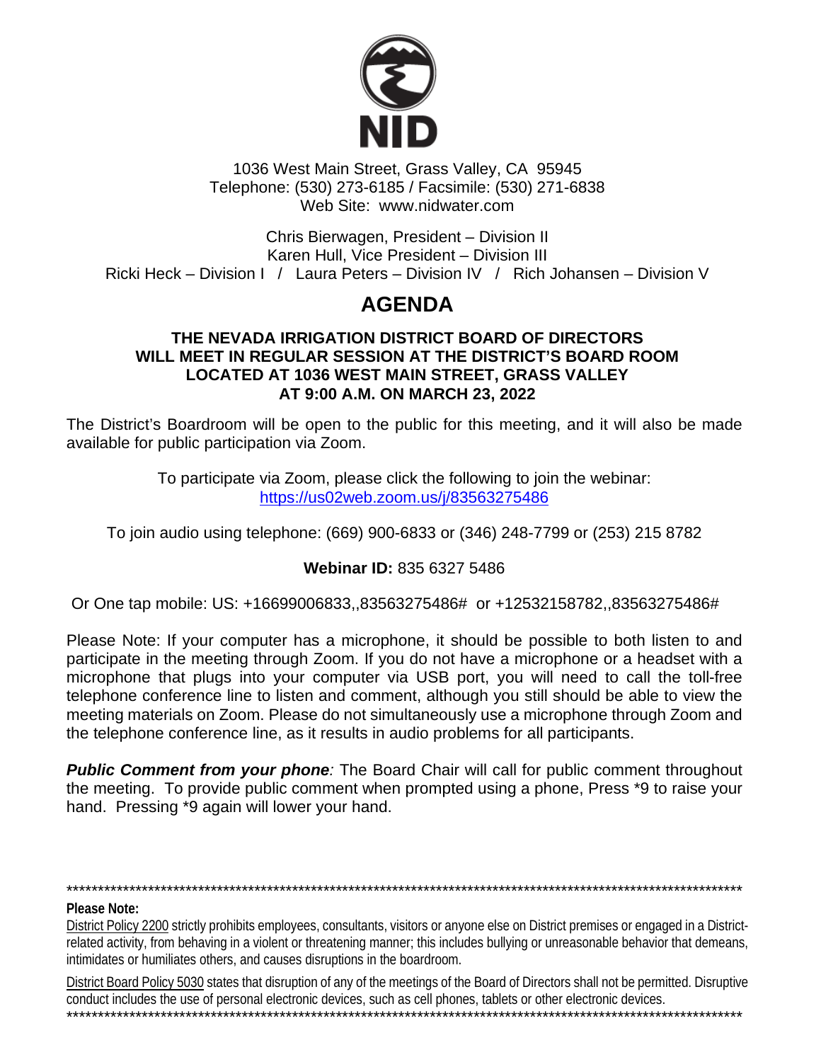NID

1036 West Main Street, Grass Valley, CA 95945
Telephone: (530) 273-6185 / Facsimile: (530) 271-6838
Web Site: www.nidwater.com

Chris Bierwagen, President – Division II
Karen Hull, Vice President – Division III
Ricki Heck – Division I / Laura Peters – Division IV / Rich Johansen – Division V

# AGENDA

**THE NEVADA IRRIGATION DISTRICT BOARD OF DIRECTORS WILL MEET IN REGULAR SESSION AT THE DISTRICT'S BOARD ROOM LOCATED AT 1036 WEST MAIN STREET, GRASS VALLEY AT 9:00 A.M. ON MARCH 23, 2022**

The District's Boardroom will be open to the public for this meeting, and it will also be made available for public participation via Zoom.

To participate via Zoom, please click the following to join the webinar:
https://us02web.zoom.us/j/83563275486

To join audio using telephone: (669) 900-6833 or (346) 248-7799 or (253) 215 8782

**Webinar ID:** 835 6327 5486

Or One tap mobile: US: +16699006833,,83563275486# or +12532158782,,83563275486#

Please Note: If your computer has a microphone, it should be possible to both listen to and participate in the meeting through Zoom. If you do not have a microphone or a headset with a microphone that plugs into your computer via USB port, you will need to call the toll-free telephone conference line to listen and comment, although you still should be able to view the meeting materials on Zoom. Please do not simultaneously use a microphone through Zoom and the telephone conference line, as it results in audio problems for all participants.

***Public Comment from your phone****:* The Board Chair will call for public comment throughout the meeting. To provide public comment when prompted using a phone, Press *9 to raise your hand. Pressing *9 again will lower your hand.

---

**Please Note:**

District Policy 2200 strictly prohibits employees, consultants, visitors or anyone else on District premises or engaged in a District-related activity, from behaving in a violent or threatening manner; this includes bullying or unreasonable behavior that demeans, intimidates or humiliates others, and causes disruptions in the boardroom.

District Board Policy 5030 states that disruption of any of the meetings of the Board of Directors shall not be permitted. Disruptive conduct includes the use of personal electronic devices, such as cell phones, tablets or other electronic devices.

---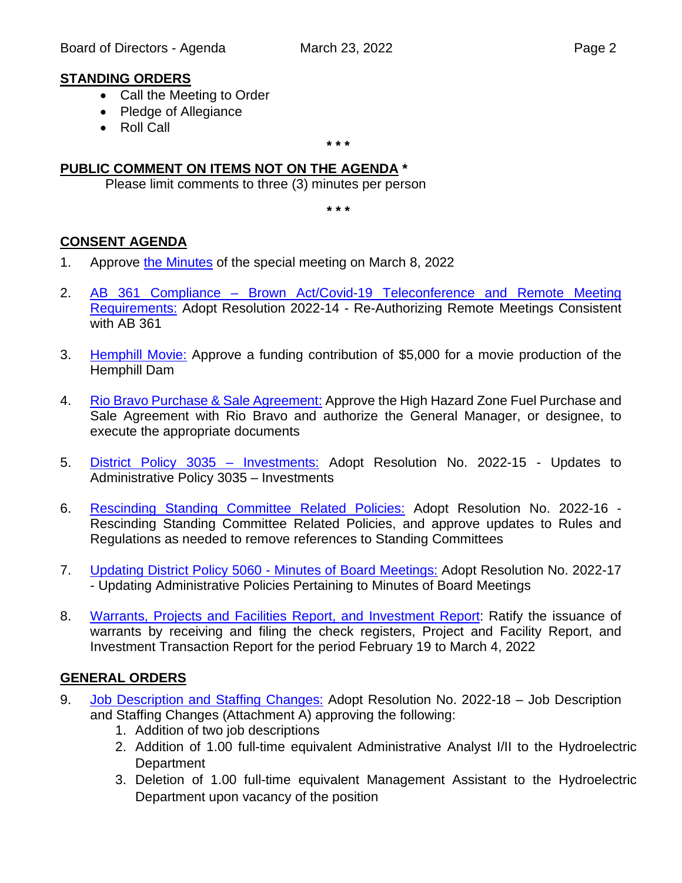## STANDING ORDERS

- Call the Meeting to Order
- Pledge of Allegiance
- Roll Call

\* \* \*

## PUBLIC COMMENT ON ITEMS NOT ON THE AGENDA *

Please limit comments to three (3) minutes per person

\* \* \*

## CONSENT AGENDA

1. Approve the Minutes of the special meeting on March 8, 2022

2. AB 361 Compliance – Brown Act/Covid-19 Teleconference and Remote Meeting Requirements: Adopt Resolution 2022-14 - Re-Authorizing Remote Meetings Consistent with AB 361

3. Hemphill Movie: Approve a funding contribution of $5,000 for a movie production of the Hemphill Dam

4. Rio Bravo Purchase & Sale Agreement: Approve the High Hazard Zone Fuel Purchase and Sale Agreement with Rio Bravo and authorize the General Manager, or designee, to execute the appropriate documents

5. District Policy 3035 – Investments: Adopt Resolution No. 2022-15 - Updates to Administrative Policy 3035 – Investments

6. Rescinding Standing Committee Related Policies: Adopt Resolution No. 2022-16 - Rescinding Standing Committee Related Policies, and approve updates to Rules and Regulations as needed to remove references to Standing Committees

7. Updating District Policy 5060 - Minutes of Board Meetings: Adopt Resolution No. 2022-17 - Updating Administrative Policies Pertaining to Minutes of Board Meetings

8. Warrants, Projects and Facilities Report, and Investment Report: Ratify the issuance of warrants by receiving and filing the check registers, Project and Facility Report, and Investment Transaction Report for the period February 19 to March 4, 2022

## GENERAL ORDERS

9. Job Description and Staffing Changes: Adopt Resolution No. 2022-18 – Job Description and Staffing Changes (Attachment A) approving the following:
    1. Addition of two job descriptions
    2. Addition of 1.00 full-time equivalent Administrative Analyst I/II to the Hydroelectric Department
    3. Deletion of 1.00 full-time equivalent Management Assistant to the Hydroelectric Department upon vacancy of the position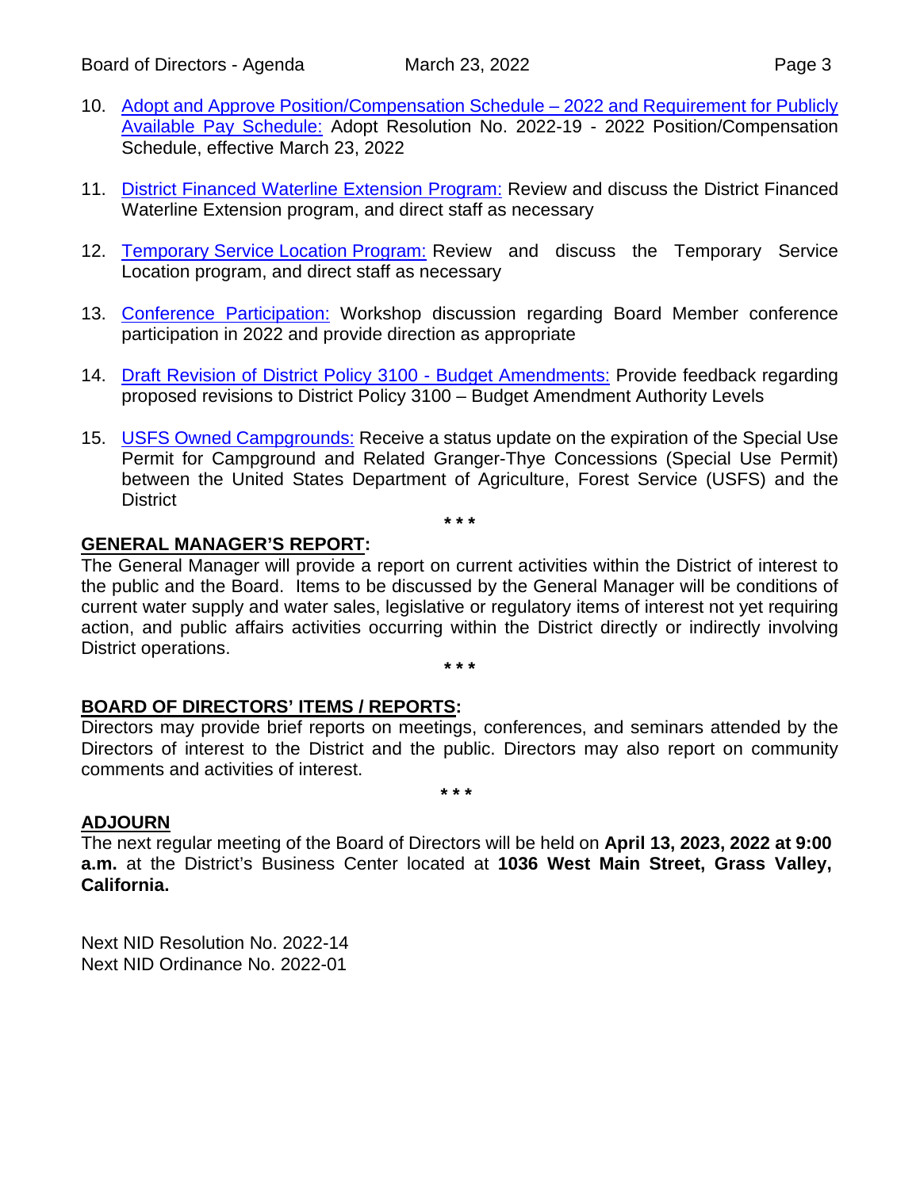10. Adopt and Approve Position/Compensation Schedule – 2022 and Requirement for Publicly Available Pay Schedule: Adopt Resolution No. 2022-19 - 2022 Position/Compensation Schedule, effective March 23, 2022

11. District Financed Waterline Extension Program: Review and discuss the District Financed Waterline Extension program, and direct staff as necessary

12. Temporary Service Location Program: Review and discuss the Temporary Service Location program, and direct staff as necessary

13. Conference Participation: Workshop discussion regarding Board Member conference participation in 2022 and provide direction as appropriate

14. Draft Revision of District Policy 3100 - Budget Amendments: Provide feedback regarding proposed revisions to District Policy 3100 – Budget Amendment Authority Levels

15. USFS Owned Campgrounds: Receive a status update on the expiration of the Special Use Permit for Campground and Related Granger-Thye Concessions (Special Use Permit) between the United States Department of Agriculture, Forest Service (USFS) and the District

\* \* \*

**GENERAL MANAGER'S REPORT:**

The General Manager will provide a report on current activities within the District of interest to the public and the Board. Items to be discussed by the General Manager will be conditions of current water supply and water sales, legislative or regulatory items of interest not yet requiring action, and public affairs activities occurring within the District directly or indirectly involving District operations.

\* \* \*

**BOARD OF DIRECTORS' ITEMS / REPORTS:**

Directors may provide brief reports on meetings, conferences, and seminars attended by the Directors of interest to the District and the public. Directors may also report on community comments and activities of interest.

\* \* \*

**ADJOURN**

The next regular meeting of the Board of Directors will be held on **April 13, 2023, 2022 at 9:00 a.m.** at the District's Business Center located at **1036 West Main Street, Grass Valley, California.**

Next NID Resolution No. 2022-14
Next NID Ordinance No. 2022-01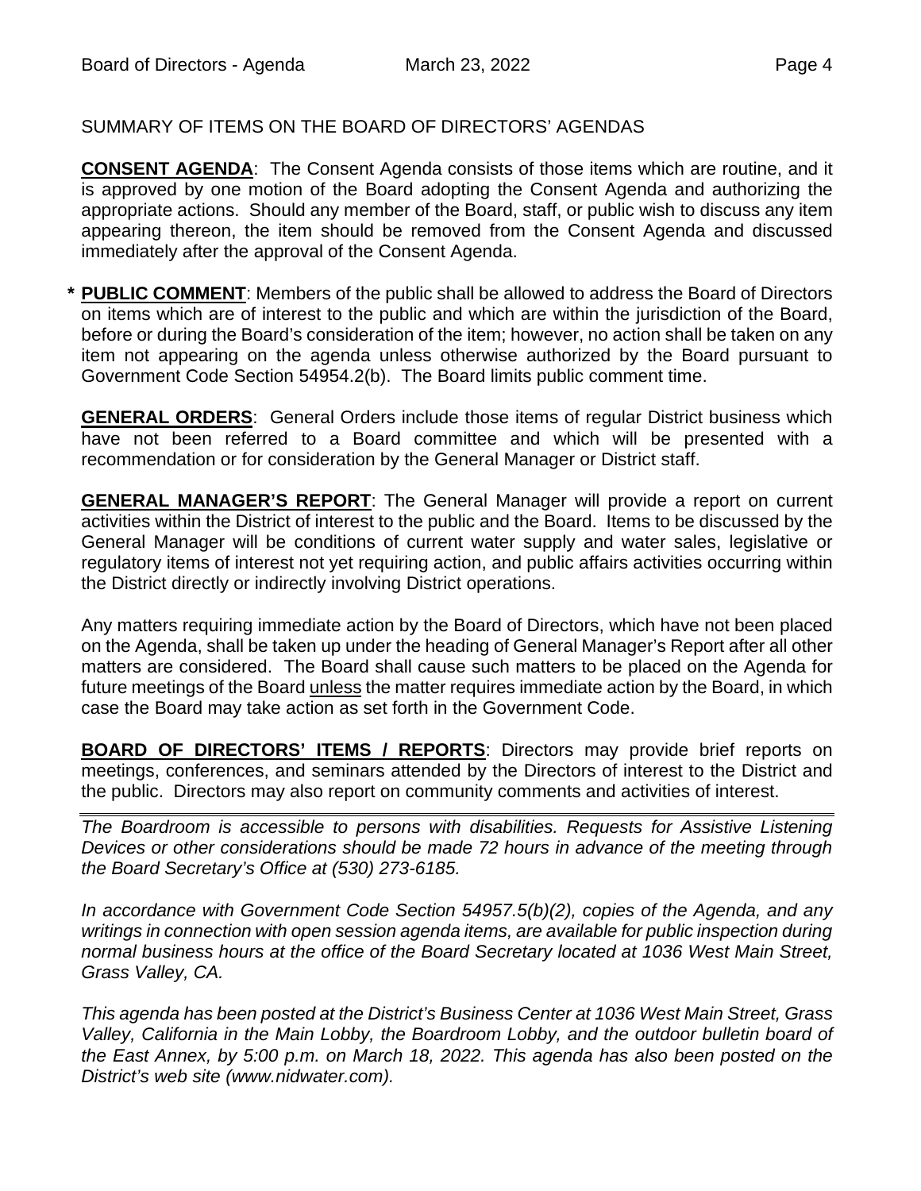SUMMARY OF ITEMS ON THE BOARD OF DIRECTORS' AGENDAS

**CONSENT AGENDA**: The Consent Agenda consists of those items which are routine, and it is approved by one motion of the Board adopting the Consent Agenda and authorizing the appropriate actions. Should any member of the Board, staff, or public wish to discuss any item appearing thereon, the item should be removed from the Consent Agenda and discussed immediately after the approval of the Consent Agenda.

**\* PUBLIC COMMENT**: Members of the public shall be allowed to address the Board of Directors on items which are of interest to the public and which are within the jurisdiction of the Board, before or during the Board's consideration of the item; however, no action shall be taken on any item not appearing on the agenda unless otherwise authorized by the Board pursuant to Government Code Section 54954.2(b). The Board limits public comment time.

**GENERAL ORDERS**: General Orders include those items of regular District business which have not been referred to a Board committee and which will be presented with a recommendation or for consideration by the General Manager or District staff.

**GENERAL MANAGER'S REPORT**: The General Manager will provide a report on current activities within the District of interest to the public and the Board. Items to be discussed by the General Manager will be conditions of current water supply and water sales, legislative or regulatory items of interest not yet requiring action, and public affairs activities occurring within the District directly or indirectly involving District operations.

Any matters requiring immediate action by the Board of Directors, which have not been placed on the Agenda, shall be taken up under the heading of General Manager's Report after all other matters are considered. The Board shall cause such matters to be placed on the Agenda for future meetings of the Board <u>unless</u> the matter requires immediate action by the Board, in which case the Board may take action as set forth in the Government Code.

**BOARD OF DIRECTORS' ITEMS / REPORTS**: Directors may provide brief reports on meetings, conferences, and seminars attended by the Directors of interest to the District and the public. Directors may also report on community comments and activities of interest.

---

*The Boardroom is accessible to persons with disabilities. Requests for Assistive Listening Devices or other considerations should be made 72 hours in advance of the meeting through the Board Secretary's Office at (530) 273-6185.*

*In accordance with Government Code Section 54957.5(b)(2), copies of the Agenda, and any writings in connection with open session agenda items, are available for public inspection during normal business hours at the office of the Board Secretary located at 1036 West Main Street, Grass Valley, CA.*

*This agenda has been posted at the District's Business Center at 1036 West Main Street, Grass Valley, California in the Main Lobby, the Boardroom Lobby, and the outdoor bulletin board of the East Annex, by 5:00 p.m. on March 18, 2022. This agenda has also been posted on the District's web site (www.nidwater.com).*